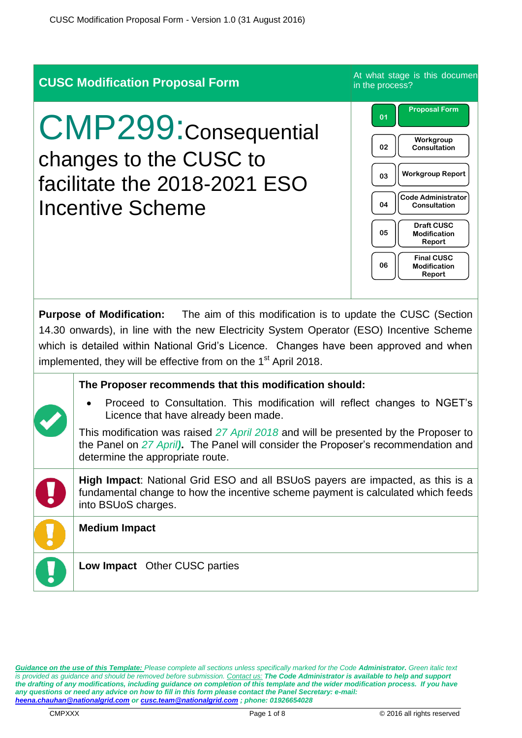## CUSC Modification Proposal Form

At what stage is this document in the process?

| | |
|---|---|
| 01 | Proposal Form |
| 02 | Workgroup Consultation |
| 03 | Workgroup Report |
| 04 | Code Administrator Consultation |
| 05 | Draft CUSC Modification Report |
| 06 | Final CUSC Modification Report |

# CMP299: Consequential changes to the CUSC to facilitate the 2018-2021 ESO Incentive Scheme

**Purpose of Modification:** The aim of this modification is to update the CUSC (Section 14.30 onwards), in line with the new Electricity System Operator (ESO) Incentive Scheme which is detailed within National Grid's Licence. Changes have been approved and when implemented, they will be effective from on the 1st April 2018.

**The Proposer recommends that this modification should:**

- Proceed to Consultation. This modification will reflect changes to NGET's Licence that have already been made.

This modification was raised *27 April 2018* and will be presented by the Proposer to the Panel on *27 April)*. The Panel will consider the Proposer's recommendation and determine the appropriate route.

**High Impact**: National Grid ESO and all BSUoS payers are impacted, as this is a fundamental change to how the incentive scheme payment is calculated which feeds into BSUoS charges.

**Medium Impact**

**Low Impact** Other CUSC parties

*__Guidance on the use of this Template:__ Please complete all sections unless specifically marked for the Code __Administrator.__ Green italic text is provided as guidance and should be removed before submission. __Contact us:__ __The Code Administrator is available to help and support the drafting of any modifications, including guidance on completion of this template and the wider modification process. If you have any questions or need any advice on how to fill in this form please contact the Panel Secretary: e-mail: heena.chauhan@nationalgrid.com or cusc.team@nationalgrid.com ; phone: 01926654028__*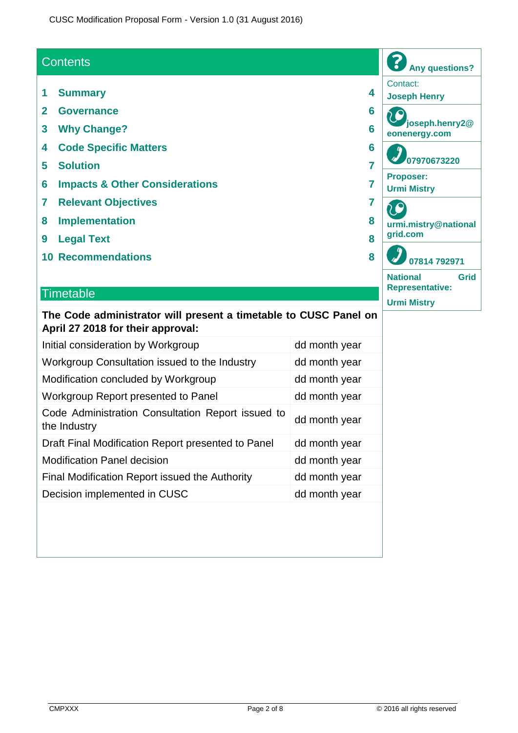## Contents

| | | |
|---|---|---|
| 1 | Summary | 4 |
| 2 | Governance | 6 |
| 3 | Why Change? | 6 |
| 4 | Code Specific Matters | 6 |
| 5 | Solution | 7 |
| 6 | Impacts & Other Considerations | 7 |
| 7 | Relevant Objectives | 7 |
| 8 | Implementation | 8 |
| 9 | Legal Text | 8 |
| 10 | Recommendations | 8 |

## Timetable

**The Code administrator will present a timetable to CUSC Panel on April 27 2018 for their approval:**

| | |
|---|---|
| Initial consideration by Workgroup | dd month year |
| Workgroup Consultation issued to the Industry | dd month year |
| Modification concluded by Workgroup | dd month year |
| Workgroup Report presented to Panel | dd month year |
| Code Administration Consultation Report issued to the Industry | dd month year |
| Draft Final Modification Report presented to Panel | dd month year |
| Modification Panel decision | dd month year |
| Final Modification Report issued the Authority | dd month year |
| Decision implemented in CUSC | dd month year |

**Any questions?**

Contact:
**Joseph Henry**

**joseph.henry2@eonenergy.com**

**07970673220**

**Proposer:**
**Urmi Mistry**

**urmi.mistry@nationalgrid.com**

**07814 792971**

**National Grid Representative:**
**Urmi Mistry**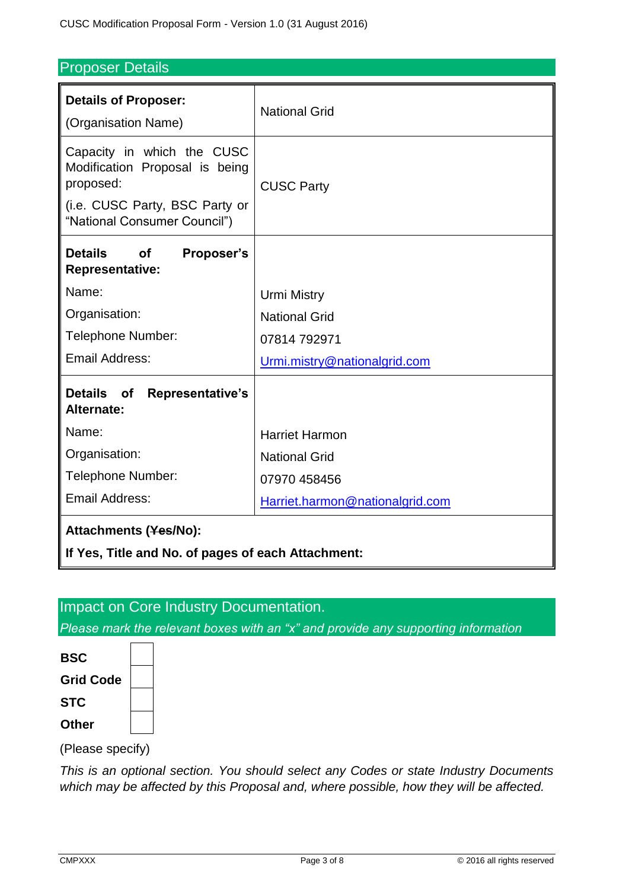## Proposer Details

| **Details of Proposer:**<br>(Organisation Name) | National Grid |
|---|---|
| Capacity in which the CUSC Modification Proposal is being proposed:<br>(i.e. CUSC Party, BSC Party or "National Consumer Council") | CUSC Party |
| **Details of Proposer's Representative:**<br>Name:<br>Organisation:<br>Telephone Number:<br>Email Address: | <br>Urmi Mistry<br>National Grid<br>07814 792971<br>Urmi.mistry@nationalgrid.com |
| **Details of Representative's Alternate:**<br>Name:<br>Organisation:<br>Telephone Number:<br>Email Address: | <br>Harriet Harmon<br>National Grid<br>07970 458456<br>Harriet.harmon@nationalgrid.com |
| **Attachments (~~Yes~~/No):**<br>**If Yes, Title and No. of pages of each Attachment:** | |

## Impact on Core Industry Documentation.

*Please mark the relevant boxes with an "x" and provide any supporting information*

| | |
|---|---|
| **BSC** | |
| **Grid Code** | |
| **STC** | |
| **Other** | |

(Please specify)

*This is an optional section. You should select any Codes or state Industry Documents which may be affected by this Proposal and, where possible, how they will be affected.*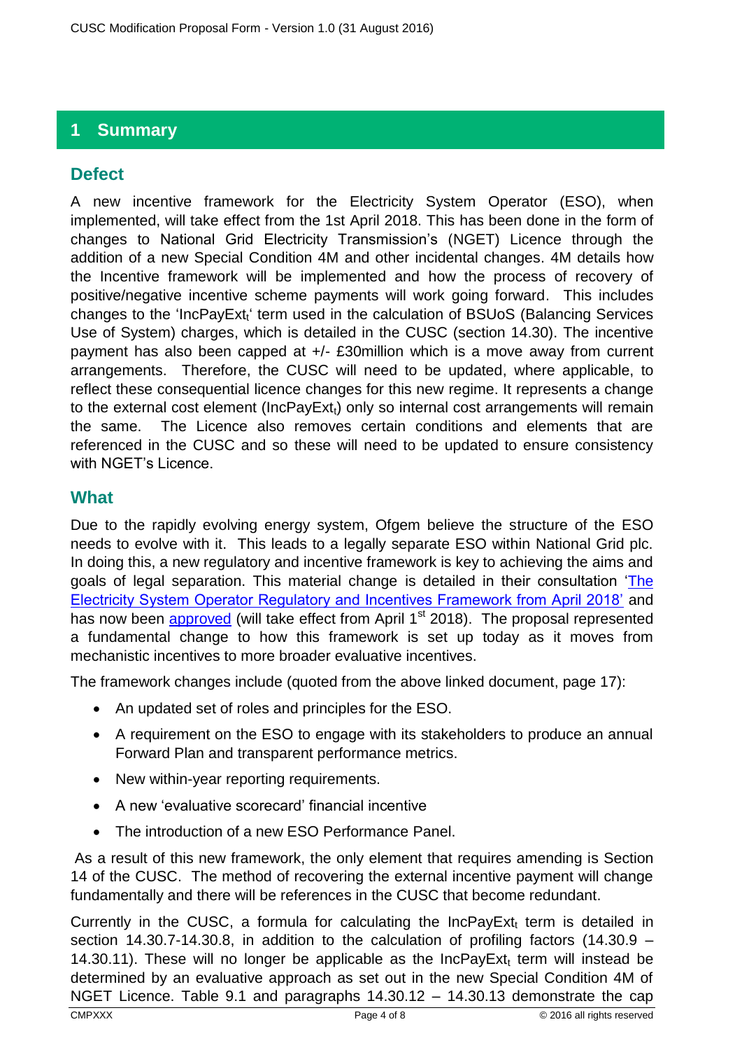## 1 Summary

### Defect

A new incentive framework for the Electricity System Operator (ESO), when implemented, will take effect from the 1st April 2018. This has been done in the form of changes to National Grid Electricity Transmission's (NGET) Licence through the addition of a new Special Condition 4M and other incidental changes. 4M details how the Incentive framework will be implemented and how the process of recovery of positive/negative incentive scheme payments will work going forward. This includes changes to the '$IncPayExt_t$' term used in the calculation of BSUoS (Balancing Services Use of System) charges, which is detailed in the CUSC (section 14.30). The incentive payment has also been capped at +/- £30million which is a move away from current arrangements. Therefore, the CUSC will need to be updated, where applicable, to reflect these consequential licence changes for this new regime. It represents a change to the external cost element ($IncPayExt_t$) only so internal cost arrangements will remain the same. The Licence also removes certain conditions and elements that are referenced in the CUSC and so these will need to be updated to ensure consistency with NGET's Licence.

### What

Due to the rapidly evolving energy system, Ofgem believe the structure of the ESO needs to evolve with it. This leads to a legally separate ESO within National Grid plc. In doing this, a new regulatory and incentive framework is key to achieving the aims and goals of legal separation. This material change is detailed in their consultation '[The Electricity System Operator Regulatory and Incentives Framework from April 2018'](#) and has now been [approved](#) (will take effect from April 1st 2018). The proposal represented a fundamental change to how this framework is set up today as it moves from mechanistic incentives to more broader evaluative incentives.

The framework changes include (quoted from the above linked document, page 17):

- An updated set of roles and principles for the ESO.
- A requirement on the ESO to engage with its stakeholders to produce an annual Forward Plan and transparent performance metrics.
- New within-year reporting requirements.
- A new 'evaluative scorecard' financial incentive
- The introduction of a new ESO Performance Panel.

As a result of this new framework, the only element that requires amending is Section 14 of the CUSC. The method of recovering the external incentive payment will change fundamentally and there will be references in the CUSC that become redundant.

Currently in the CUSC, a formula for calculating the $IncPayExt_t$ term is detailed in section 14.30.7-14.30.8, in addition to the calculation of profiling factors (14.30.9 – 14.30.11). These will no longer be applicable as the $IncPayExt_t$ term will instead be determined by an evaluative approach as set out in the new Special Condition 4M of NGET Licence. Table 9.1 and paragraphs 14.30.12 – 14.30.13 demonstrate the cap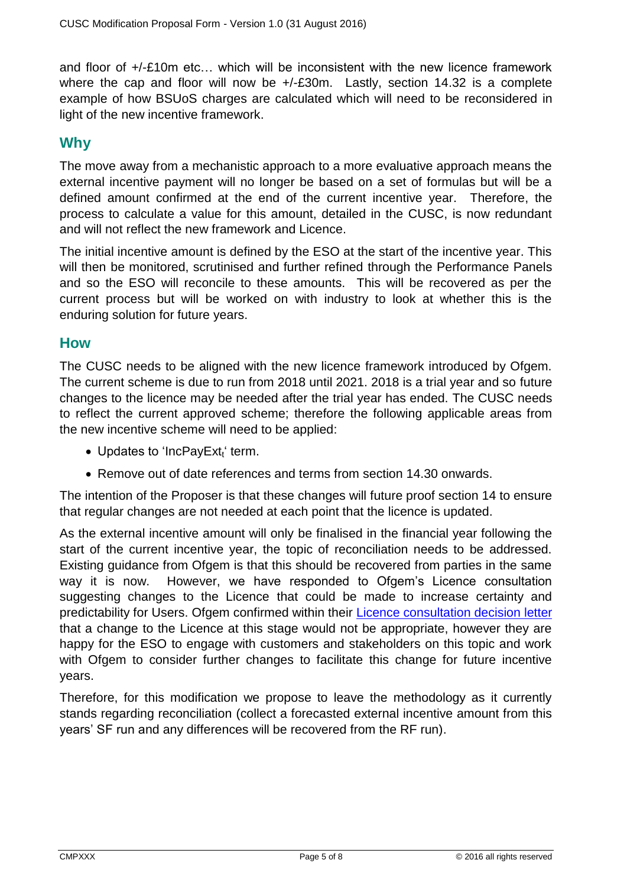and floor of +/-£10m etc… which will be inconsistent with the new licence framework where the cap and floor will now be +/-£30m. Lastly, section 14.32 is a complete example of how BSUoS charges are calculated which will need to be reconsidered in light of the new incentive framework.

## Why

The move away from a mechanistic approach to a more evaluative approach means the external incentive payment will no longer be based on a set of formulas but will be a defined amount confirmed at the end of the current incentive year. Therefore, the process to calculate a value for this amount, detailed in the CUSC, is now redundant and will not reflect the new framework and Licence.

The initial incentive amount is defined by the ESO at the start of the incentive year. This will then be monitored, scrutinised and further refined through the Performance Panels and so the ESO will reconcile to these amounts. This will be recovered as per the current process but will be worked on with industry to look at whether this is the enduring solution for future years.

## How

The CUSC needs to be aligned with the new licence framework introduced by Ofgem. The current scheme is due to run from 2018 until 2021. 2018 is a trial year and so future changes to the licence may be needed after the trial year has ended. The CUSC needs to reflect the current approved scheme; therefore the following applicable areas from the new incentive scheme will need to be applied:

- Updates to '$IncPayExt_t$' term.
- Remove out of date references and terms from section 14.30 onwards.

The intention of the Proposer is that these changes will future proof section 14 to ensure that regular changes are not needed at each point that the licence is updated.

As the external incentive amount will only be finalised in the financial year following the start of the current incentive year, the topic of reconciliation needs to be addressed. Existing guidance from Ofgem is that this should be recovered from parties in the same way it is now. However, we have responded to Ofgem's Licence consultation suggesting changes to the Licence that could be made to increase certainty and predictability for Users. Ofgem confirmed within their Licence consultation decision letter that a change to the Licence at this stage would not be appropriate, however they are happy for the ESO to engage with customers and stakeholders on this topic and work with Ofgem to consider further changes to facilitate this change for future incentive years.

Therefore, for this modification we propose to leave the methodology as it currently stands regarding reconciliation (collect a forecasted external incentive amount from this years' SF run and any differences will be recovered from the RF run).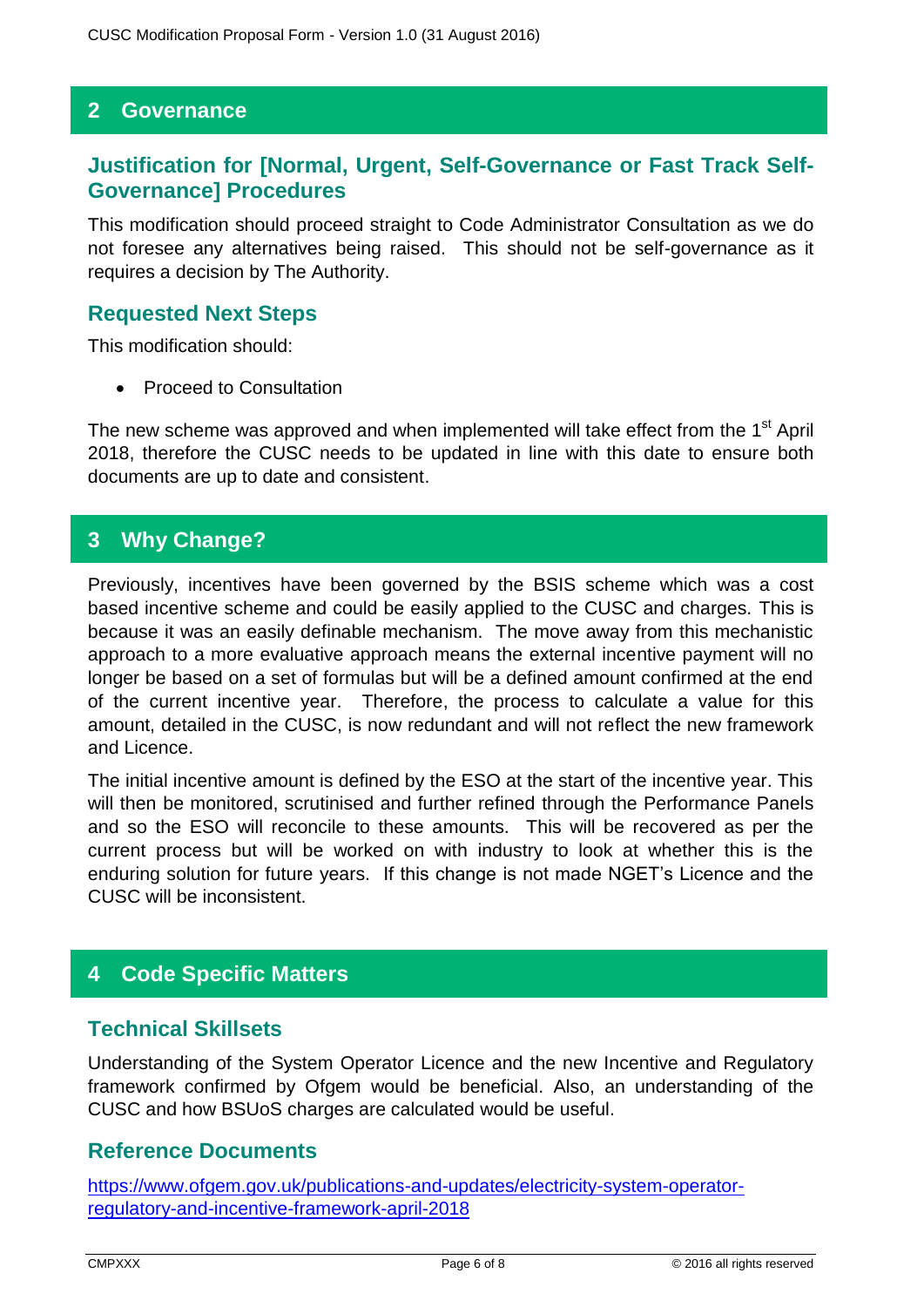## 2 Governance

### Justification for [Normal, Urgent, Self-Governance or Fast Track Self-Governance] Procedures

This modification should proceed straight to Code Administrator Consultation as we do not foresee any alternatives being raised. This should not be self-governance as it requires a decision by The Authority.

### Requested Next Steps

This modification should:

- Proceed to Consultation

The new scheme was approved and when implemented will take effect from the 1st April 2018, therefore the CUSC needs to be updated in line with this date to ensure both documents are up to date and consistent.

## 3 Why Change?

Previously, incentives have been governed by the BSIS scheme which was a cost based incentive scheme and could be easily applied to the CUSC and charges. This is because it was an easily definable mechanism. The move away from this mechanistic approach to a more evaluative approach means the external incentive payment will no longer be based on a set of formulas but will be a defined amount confirmed at the end of the current incentive year. Therefore, the process to calculate a value for this amount, detailed in the CUSC, is now redundant and will not reflect the new framework and Licence.

The initial incentive amount is defined by the ESO at the start of the incentive year. This will then be monitored, scrutinised and further refined through the Performance Panels and so the ESO will reconcile to these amounts. This will be recovered as per the current process but will be worked on with industry to look at whether this is the enduring solution for future years. If this change is not made NGET's Licence and the CUSC will be inconsistent.

## 4 Code Specific Matters

### Technical Skillsets

Understanding of the System Operator Licence and the new Incentive and Regulatory framework confirmed by Ofgem would be beneficial. Also, an understanding of the CUSC and how BSUoS charges are calculated would be useful.

### Reference Documents

https://www.ofgem.gov.uk/publications-and-updates/electricity-system-operator-regulatory-and-incentive-framework-april-2018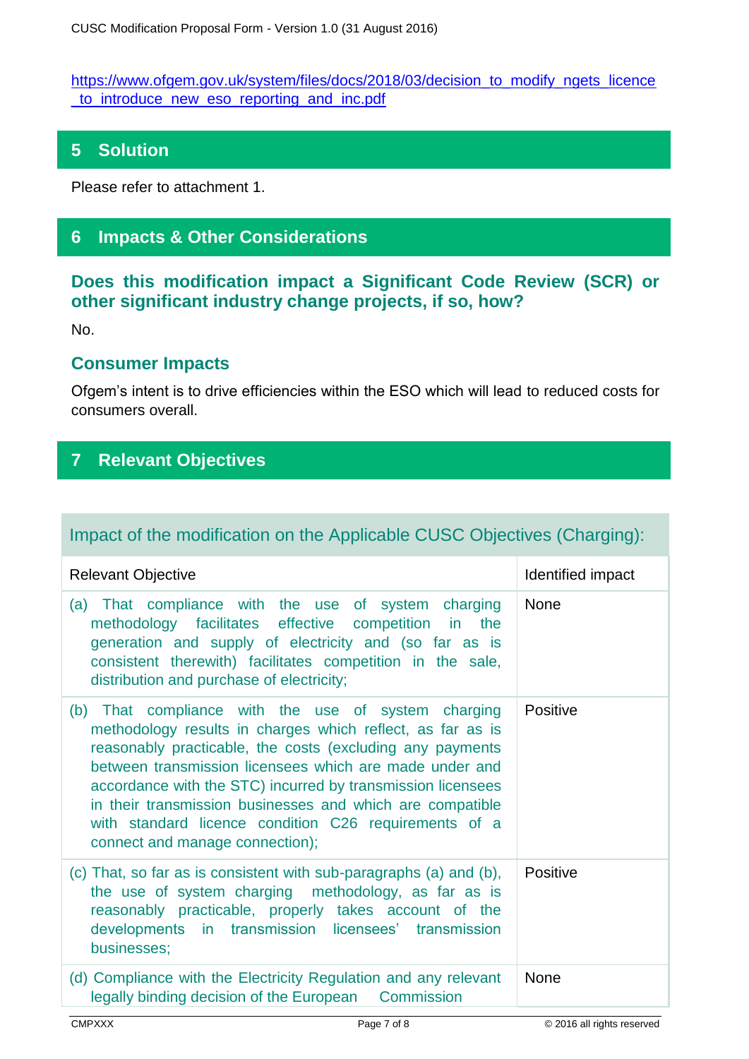https://www.ofgem.gov.uk/system/files/docs/2018/03/decision_to_modify_ngets_licence_to_introduce_new_eso_reporting_and_inc.pdf

## 5 Solution

Please refer to attachment 1.

## 6 Impacts & Other Considerations

### Does this modification impact a Significant Code Review (SCR) or other significant industry change projects, if so, how?

No.

### Consumer Impacts

Ofgem's intent is to drive efficiencies within the ESO which will lead to reduced costs for consumers overall.

## 7 Relevant Objectives

| Impact of the modification on the Applicable CUSC Objectives (Charging): | |
|---|---|
| Relevant Objective | Identified impact |
| (a) That compliance with the use of system charging methodology facilitates effective competition in the generation and supply of electricity and (so far as is consistent therewith) facilitates competition in the sale, distribution and purchase of electricity; | None |
| (b) That compliance with the use of system charging methodology results in charges which reflect, as far as is reasonably practicable, the costs (excluding any payments between transmission licensees which are made under and accordance with the STC) incurred by transmission licensees in their transmission businesses and which are compatible with standard licence condition C26 requirements of a connect and manage connection); | Positive |
| (c) That, so far as is consistent with sub-paragraphs (a) and (b), the use of system charging methodology, as far as is reasonably practicable, properly takes account of the developments in transmission licensees' transmission businesses; | Positive |
| (d) Compliance with the Electricity Regulation and any relevant legally binding decision of the European Commission | None |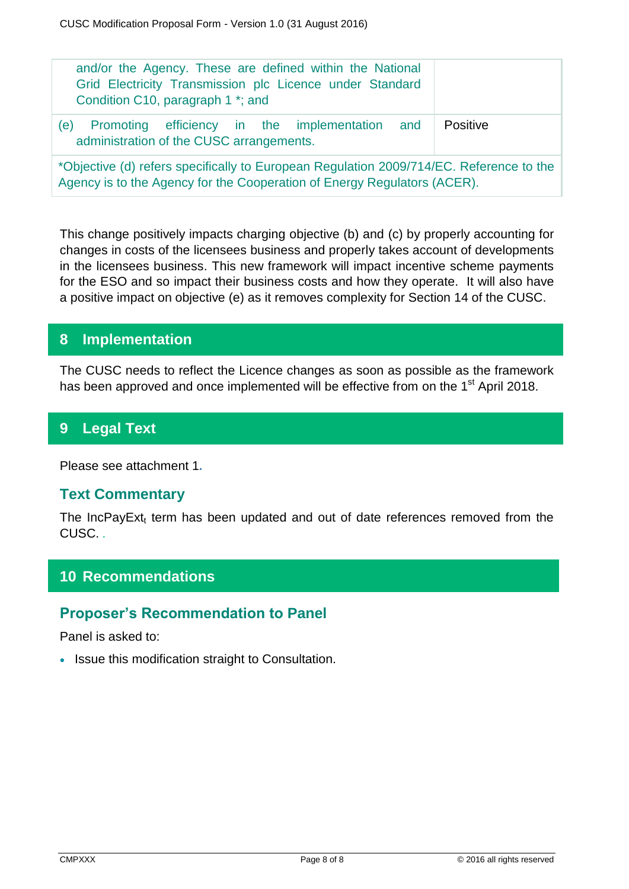| | |
|---|---|
| and/or the Agency. These are defined within the National Grid Electricity Transmission plc Licence under Standard Condition C10, paragraph 1 *; and | |
| (e) Promoting efficiency in the implementation and administration of the CUSC arrangements. | Positive |
| *Objective (d) refers specifically to European Regulation 2009/714/EC. Reference to the Agency is to the Agency for the Cooperation of Energy Regulators (ACER). | |

This change positively impacts charging objective (b) and (c) by properly accounting for changes in costs of the licensees business and properly takes account of developments in the licensees business. This new framework will impact incentive scheme payments for the ESO and so impact their business costs and how they operate. It will also have a positive impact on objective (e) as it removes complexity for Section 14 of the CUSC.

## 8 Implementation

The CUSC needs to reflect the Licence changes as soon as possible as the framework has been approved and once implemented will be effective from on the 1st April 2018.

## 9 Legal Text

Please see attachment 1.

### Text Commentary

The $IncPayExt_t$ term has been updated and out of date references removed from the CUSC. .

## 10 Recommendations

### Proposer's Recommendation to Panel

Panel is asked to:

- Issue this modification straight to Consultation.